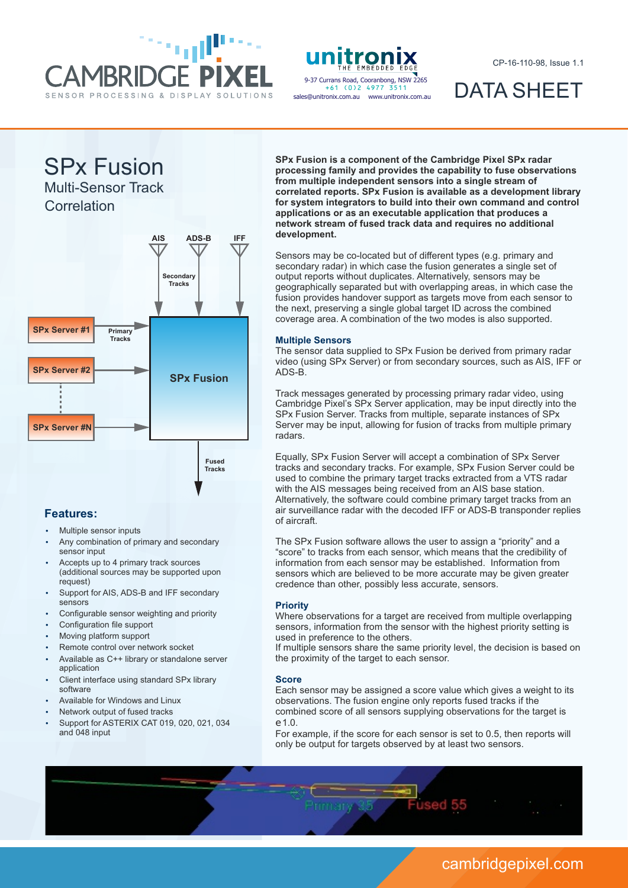CP-16-110-98, Issue 1.1

DATA SHEET

# SPx Fusion

## Multi-Sensor Track Correlation

**SPx Fusion is a component of the Cambridge Pixel SPx radar processing family and provides the capability to fuse observations from multiple independent sensors into a single stream of correlated reports. SPx Fusion is available as a development library for system integrators to build into their own command and control applications or as an executable application that produces a network stream of fused track data and requires no additional development.**

Sensors may be co-located but of different types (e.g. primary and secondary radar) in which case the fusion generates a single set of output reports without duplicates. Alternatively, sensors may be geographically separated but with overlapping areas, in which case the fusion provides handover support as targets move from each sensor to the next, preserving a single global target ID across the combined coverage area. A combination of the two modes is also supported.

### Multiple Sensors

The sensor data supplied to SPx Fusion be derived from primary radar video (using SPx Server) or from secondary sources, such as AIS, IFF or ADS-B.

Track messages generated by processing primary radar video, using Cambridge Pixel's SPx Server application, may be input directly into the SPx Fusion Server. Tracks from multiple, separate instances of SPx Server may be input, allowing for fusion of tracks from multiple primary radars.

Equally, SPx Fusion Server will accept a combination of SPx Server tracks and secondary tracks. For example, SPx Fusion Server could be used to combine the primary target tracks extracted from a VTS radar with the AIS messages being received from an AIS base station. Alternatively, the software could combine primary target tracks from an air surveillance radar with the decoded IFF or ADS-B transponder replies of aircraft.

The SPx Fusion software allows the user to assign a "priority" and a "score" to tracks from each sensor, which means that the credibility of information from each sensor may be established. Information from sensors which are believed to be more accurate may be given greater credence than other, possibly less accurate, sensors.

### Priority

Where observations for a target are received from multiple overlapping sensors, information from the sensor with the highest priority setting is used in preference to the others.
If multiple sensors share the same priority level, the decision is based on the proximity of the target to each sensor.

### Score

Each sensor may be assigned a score value which gives a weight to its observations. The fusion engine only reports fused tracks if the combined score of all sensors supplying observations for the target is $\geq 1.0$.
For example, if the score for each sensor is set to 0.5, then reports will only be output for targets observed by at least two sensors.

### Features:

- Multiple sensor inputs
- Any combination of primary and secondary sensor input
- Accepts up to 4 primary track sources (additional sources may be supported upon request)
- Support for AIS, ADS-B and IFF secondary sensors
- Configurable sensor weighting and priority
- Configuration file support
- Moving platform support
- Remote control over network socket
- Available as C++ library or standalone server application
- Client interface using standard SPx library software
- Available for Windows and Linux
- Network output of fused tracks
- Support for ASTERIX CAT 019, 020, 021, 034 and 048 input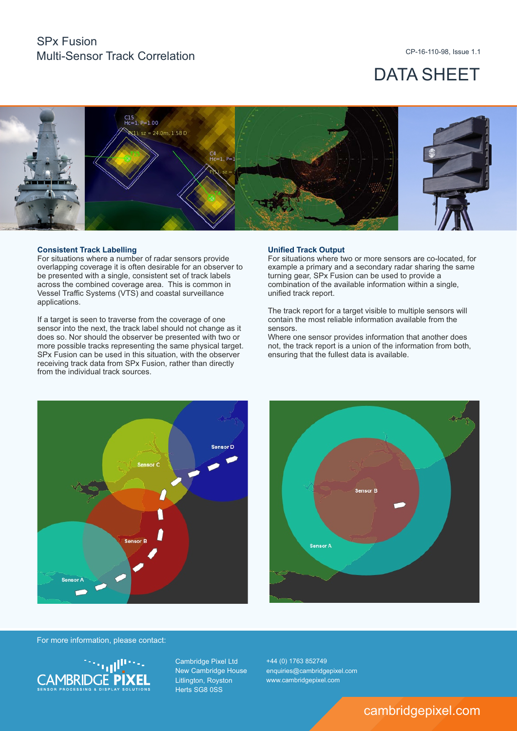# SPx Fusion
## Multi-Sensor Track Correlation

CP-16-110-98, Issue 1.1

# DATA SHEET

### Consistent Track Labelling

For situations where a number of radar sensors provide overlapping coverage it is often desirable for an observer to be presented with a single, consistent set of track labels across the combined coverage area. This is common in Vessel Traffic Systems (VTS) and coastal surveillance applications.

If a target is seen to traverse from the coverage of one sensor into the next, the track label should not change as it does so. Nor should the observer be presented with two or more possible tracks representing the same physical target. SPx Fusion can be used in this situation, with the observer receiving track data from SPx Fusion, rather than directly from the individual track sources.

### Unified Track Output

For situations where two or more sensors are co-located, for example a primary and a secondary radar sharing the same turning gear, SPx Fusion can be used to provide a combination of the available information within a single, unified track report.

The track report for a target visible to multiple sensors will contain the most reliable information available from the sensors.

Where one sensor provides information that another does not, the track report is a union of the information from both, ensuring that the fullest data is available.

Sensor D
Sensor C
Sensor B
Sensor A

Sensor B
Sensor A

For more information, please contact:

Cambridge Pixel Ltd
New Cambridge House
Litlington, Royston
Herts SG8 0SS

+44 (0) 1763 852749
enquiries@cambridgepixel.com
www.cambridgepixel.com

cambridgepixel.com